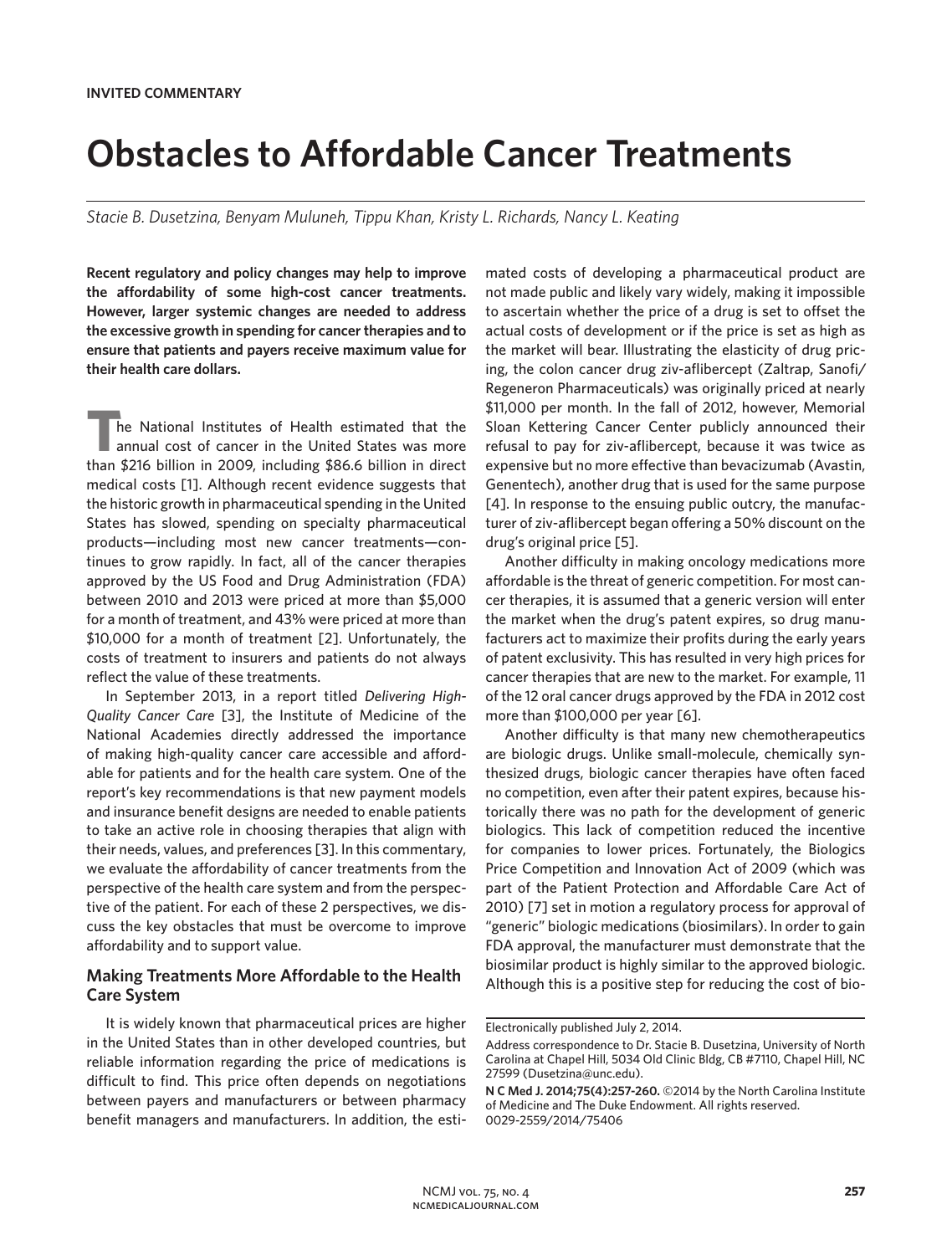**INVITED COMMENTARY**

# Obstacles to Affordable Cancer Treatments

*Stacie B. Dusetzina, Benyam Muluneh, Tippu Khan, Kristy L. Richards, Nancy L. Keating*

**Recent regulatory and policy changes may help to improve the affordability of some high-cost cancer treatments. However, larger systemic changes are needed to address the excessive growth in spending for cancer therapies and to ensure that patients and payers receive maximum value for their health care dollars.**

The National Institutes of Health estimated that the annual cost of cancer in the United States was more than $216 billion in 2009, including $86.6 billion in direct medical costs [1]. Although recent evidence suggests that the historic growth in pharmaceutical spending in the United States has slowed, spending on specialty pharmaceutical products—including most new cancer treatments—continues to grow rapidly. In fact, all of the cancer therapies approved by the US Food and Drug Administration (FDA) between 2010 and 2013 were priced at more than $5,000 for a month of treatment, and 43% were priced at more than $10,000 for a month of treatment [2]. Unfortunately, the costs of treatment to insurers and patients do not always reflect the value of these treatments.

In September 2013, in a report titled *Delivering High-Quality Cancer Care* [3], the Institute of Medicine of the National Academies directly addressed the importance of making high-quality cancer care accessible and affordable for patients and for the health care system. One of the report's key recommendations is that new payment models and insurance benefit designs are needed to enable patients to take an active role in choosing therapies that align with their needs, values, and preferences [3]. In this commentary, we evaluate the affordability of cancer treatments from the perspective of the health care system and from the perspective of the patient. For each of these 2 perspectives, we discuss the key obstacles that must be overcome to improve affordability and to support value.

## Making Treatments More Affordable to the Health Care System

It is widely known that pharmaceutical prices are higher in the United States than in other developed countries, but reliable information regarding the price of medications is difficult to find. This price often depends on negotiations between payers and manufacturers or between pharmacy benefit managers and manufacturers. In addition, the estimated costs of developing a pharmaceutical product are not made public and likely vary widely, making it impossible to ascertain whether the price of a drug is set to offset the actual costs of development or if the price is set as high as the market will bear. Illustrating the elasticity of drug pricing, the colon cancer drug ziv-aflibercept (Zaltrap, Sanofi/Regeneron Pharmaceuticals) was originally priced at nearly $11,000 per month. In the fall of 2012, however, Memorial Sloan Kettering Cancer Center publicly announced their refusal to pay for ziv-aflibercept, because it was twice as expensive but no more effective than bevacizumab (Avastin, Genentech), another drug that is used for the same purpose [4]. In response to the ensuing public outcry, the manufacturer of ziv-aflibercept began offering a 50% discount on the drug's original price [5].

Another difficulty in making oncology medications more affordable is the threat of generic competition. For most cancer therapies, it is assumed that a generic version will enter the market when the drug's patent expires, so drug manufacturers act to maximize their profits during the early years of patent exclusivity. This has resulted in very high prices for cancer therapies that are new to the market. For example, 11 of the 12 oral cancer drugs approved by the FDA in 2012 cost more than $100,000 per year [6].

Another difficulty is that many new chemotherapeutics are biologic drugs. Unlike small-molecule, chemically synthesized drugs, biologic cancer therapies have often faced no competition, even after their patent expires, because historically there was no path for the development of generic biologics. This lack of competition reduced the incentive for companies to lower prices. Fortunately, the Biologics Price Competition and Innovation Act of 2009 (which was part of the Patient Protection and Affordable Care Act of 2010) [7] set in motion a regulatory process for approval of "generic" biologic medications (biosimilars). In order to gain FDA approval, the manufacturer must demonstrate that the biosimilar product is highly similar to the approved biologic. Although this is a positive step for reducing the cost of bio-

---

Electronically published July 2, 2014.

Address correspondence to Dr. Stacie B. Dusetzina, University of North Carolina at Chapel Hill, 5034 Old Clinic Bldg, CB #7110, Chapel Hill, NC 27599 (Dusetzina@unc.edu).

**N C Med J. 2014;75(4):257-260.** ©2014 by the North Carolina Institute of Medicine and The Duke Endowment. All rights reserved. 0029-2559/2014/75406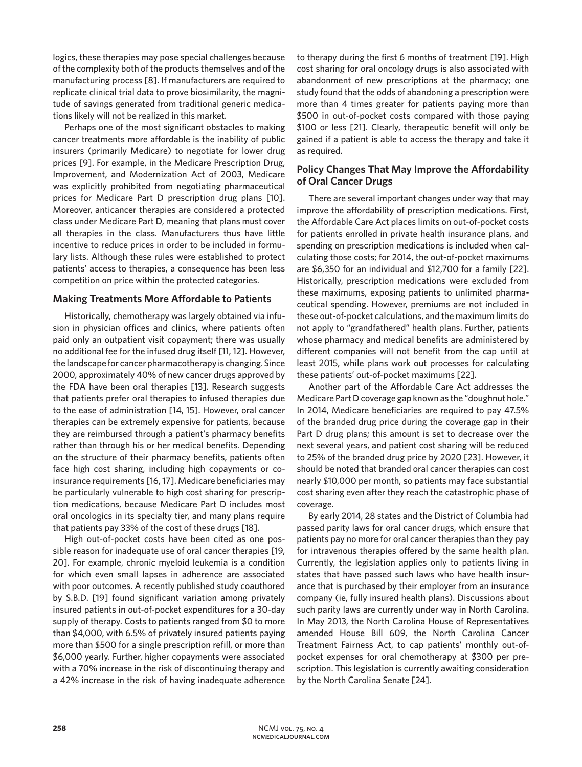logics, these therapies may pose special challenges because of the complexity both of the products themselves and of the manufacturing process [8]. If manufacturers are required to replicate clinical trial data to prove biosimilarity, the magnitude of savings generated from traditional generic medications likely will not be realized in this market.

Perhaps one of the most significant obstacles to making cancer treatments more affordable is the inability of public insurers (primarily Medicare) to negotiate for lower drug prices [9]. For example, in the Medicare Prescription Drug, Improvement, and Modernization Act of 2003, Medicare was explicitly prohibited from negotiating pharmaceutical prices for Medicare Part D prescription drug plans [10]. Moreover, anticancer therapies are considered a protected class under Medicare Part D, meaning that plans must cover all therapies in the class. Manufacturers thus have little incentive to reduce prices in order to be included in formulary lists. Although these rules were established to protect patients' access to therapies, a consequence has been less competition on price within the protected categories.

## Making Treatments More Affordable to Patients

Historically, chemotherapy was largely obtained via infusion in physician offices and clinics, where patients often paid only an outpatient visit copayment; there was usually no additional fee for the infused drug itself [11, 12]. However, the landscape for cancer pharmacotherapy is changing. Since 2000, approximately 40% of new cancer drugs approved by the FDA have been oral therapies [13]. Research suggests that patients prefer oral therapies to infused therapies due to the ease of administration [14, 15]. However, oral cancer therapies can be extremely expensive for patients, because they are reimbursed through a patient's pharmacy benefits rather than through his or her medical benefits. Depending on the structure of their pharmacy benefits, patients often face high cost sharing, including high copayments or coinsurance requirements [16, 17]. Medicare beneficiaries may be particularly vulnerable to high cost sharing for prescription medications, because Medicare Part D includes most oral oncologics in its specialty tier, and many plans require that patients pay 33% of the cost of these drugs [18].

High out-of-pocket costs have been cited as one possible reason for inadequate use of oral cancer therapies [19, 20]. For example, chronic myeloid leukemia is a condition for which even small lapses in adherence are associated with poor outcomes. A recently published study coauthored by S.B.D. [19] found significant variation among privately insured patients in out-of-pocket expenditures for a 30-day supply of therapy. Costs to patients ranged from $0 to more than $4,000, with 6.5% of privately insured patients paying more than $500 for a single prescription refill, or more than $6,000 yearly. Further, higher copayments were associated with a 70% increase in the risk of discontinuing therapy and a 42% increase in the risk of having inadequate adherence to therapy during the first 6 months of treatment [19]. High cost sharing for oral oncology drugs is also associated with abandonment of new prescriptions at the pharmacy; one study found that the odds of abandoning a prescription were more than 4 times greater for patients paying more than $500 in out-of-pocket costs compared with those paying $100 or less [21]. Clearly, therapeutic benefit will only be gained if a patient is able to access the therapy and take it as required.

## Policy Changes That May Improve the Affordability of Oral Cancer Drugs

There are several important changes under way that may improve the affordability of prescription medications. First, the Affordable Care Act places limits on out-of-pocket costs for patients enrolled in private health insurance plans, and spending on prescription medications is included when calculating those costs; for 2014, the out-of-pocket maximums are $6,350 for an individual and $12,700 for a family [22]. Historically, prescription medications were excluded from these maximums, exposing patients to unlimited pharmaceutical spending. However, premiums are not included in these out-of-pocket calculations, and the maximum limits do not apply to "grandfathered" health plans. Further, patients whose pharmacy and medical benefits are administered by different companies will not benefit from the cap until at least 2015, while plans work out processes for calculating these patients' out-of-pocket maximums [22].

Another part of the Affordable Care Act addresses the Medicare Part D coverage gap known as the "doughnut hole." In 2014, Medicare beneficiaries are required to pay 47.5% of the branded drug price during the coverage gap in their Part D drug plans; this amount is set to decrease over the next several years, and patient cost sharing will be reduced to 25% of the branded drug price by 2020 [23]. However, it should be noted that branded oral cancer therapies can cost nearly $10,000 per month, so patients may face substantial cost sharing even after they reach the catastrophic phase of coverage.

By early 2014, 28 states and the District of Columbia had passed parity laws for oral cancer drugs, which ensure that patients pay no more for oral cancer therapies than they pay for intravenous therapies offered by the same health plan. Currently, the legislation applies only to patients living in states that have passed such laws who have health insurance that is purchased by their employer from an insurance company (ie, fully insured health plans). Discussions about such parity laws are currently under way in North Carolina. In May 2013, the North Carolina House of Representatives amended House Bill 609, the North Carolina Cancer Treatment Fairness Act, to cap patients' monthly out-of-pocket expenses for oral chemotherapy at $300 per prescription. This legislation is currently awaiting consideration by the North Carolina Senate [24].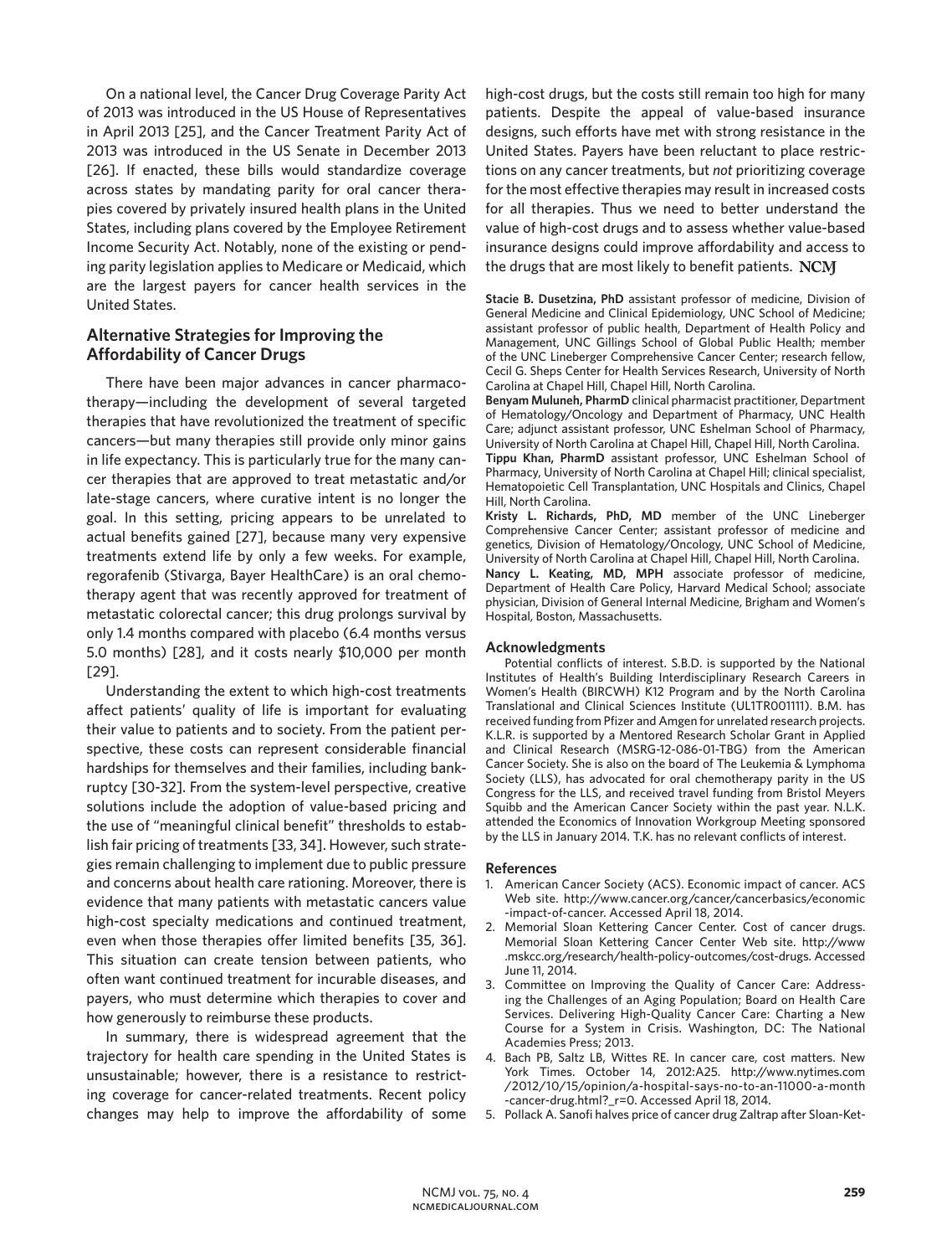On a national level, the Cancer Drug Coverage Parity Act of 2013 was introduced in the US House of Representatives in April 2013 [25], and the Cancer Treatment Parity Act of 2013 was introduced in the US Senate in December 2013 [26]. If enacted, these bills would standardize coverage across states by mandating parity for oral cancer therapies covered by privately insured health plans in the United States, including plans covered by the Employee Retirement Income Security Act. Notably, none of the existing or pending parity legislation applies to Medicare or Medicaid, which are the largest payers for cancer health services in the United States.

## Alternative Strategies for Improving the Affordability of Cancer Drugs

There have been major advances in cancer pharmacotherapy—including the development of several targeted therapies that have revolutionized the treatment of specific cancers—but many therapies still provide only minor gains in life expectancy. This is particularly true for the many cancer therapies that are approved to treat metastatic and/or late-stage cancers, where curative intent is no longer the goal. In this setting, pricing appears to be unrelated to actual benefits gained [27], because many very expensive treatments extend life by only a few weeks. For example, regorafenib (Stivarga, Bayer HealthCare) is an oral chemotherapy agent that was recently approved for treatment of metastatic colorectal cancer; this drug prolongs survival by only 1.4 months compared with placebo (6.4 months versus 5.0 months) [28], and it costs nearly $10,000 per month [29].

Understanding the extent to which high-cost treatments affect patients' quality of life is important for evaluating their value to patients and to society. From the patient perspective, these costs can represent considerable financial hardships for themselves and their families, including bankruptcy [30-32]. From the system-level perspective, creative solutions include the adoption of value-based pricing and the use of "meaningful clinical benefit" thresholds to establish fair pricing of treatments [33, 34]. However, such strategies remain challenging to implement due to public pressure and concerns about health care rationing. Moreover, there is evidence that many patients with metastatic cancers value high-cost specialty medications and continued treatment, even when those therapies offer limited benefits [35, 36]. This situation can create tension between patients, who often want continued treatment for incurable diseases, and payers, who must determine which therapies to cover and how generously to reimburse these products.

In summary, there is widespread agreement that the trajectory for health care spending in the United States is unsustainable; however, there is a resistance to restricting coverage for cancer-related treatments. Recent policy changes may help to improve the affordability of some high-cost drugs, but the costs still remain too high for many patients. Despite the appeal of value-based insurance designs, such efforts have met with strong resistance in the United States. Payers have been reluctant to place restrictions on any cancer treatments, but *not* prioritizing coverage for the most effective therapies may result in increased costs for all therapies. Thus we need to better understand the value of high-cost drugs and to assess whether value-based insurance designs could improve affordability and access to the drugs that are most likely to benefit patients. NCMJ

**Stacie B. Dusetzina, PhD** assistant professor of medicine, Division of General Medicine and Clinical Epidemiology, UNC School of Medicine; assistant professor of public health, Department of Health Policy and Management, UNC Gillings School of Global Public Health; member of the UNC Lineberger Comprehensive Cancer Center; research fellow, Cecil G. Sheps Center for Health Services Research, University of North Carolina at Chapel Hill, Chapel Hill, North Carolina.

**Benyam Muluneh, PharmD** clinical pharmacist practitioner, Department of Hematology/Oncology and Department of Pharmacy, UNC Health Care; adjunct assistant professor, UNC Eshelman School of Pharmacy, University of North Carolina at Chapel Hill, Chapel Hill, North Carolina.

**Tippu Khan, PharmD** assistant professor, UNC Eshelman School of Pharmacy, University of North Carolina at Chapel Hill; clinical specialist, Hematopoietic Cell Transplantation, UNC Hospitals and Clinics, Chapel Hill, North Carolina.

**Kristy L. Richards, PhD, MD** member of the UNC Lineberger Comprehensive Cancer Center; assistant professor of medicine and genetics, Division of Hematology/Oncology, UNC School of Medicine, University of North Carolina at Chapel Hill, Chapel Hill, North Carolina.

**Nancy L. Keating, MD, MPH** associate professor of medicine, Department of Health Care Policy, Harvard Medical School; associate physician, Division of General Internal Medicine, Brigham and Women's Hospital, Boston, Massachusetts.

### Acknowledgments

Potential conflicts of interest. S.B.D. is supported by the National Institutes of Health's Building Interdisciplinary Research Careers in Women's Health (BIRCWH) K12 Program and by the North Carolina Translational and Clinical Sciences Institute (UL1TR001111). B.M. has received funding from Pfizer and Amgen for unrelated research projects. K.L.R. is supported by a Mentored Research Scholar Grant in Applied and Clinical Research (MSRG-12-086-01-TBG) from the American Cancer Society. She is also on the board of The Leukemia & Lymphoma Society (LLS), has advocated for oral chemotherapy parity in the US Congress for the LLS, and received travel funding from Bristol Meyers Squibb and the American Cancer Society within the past year. N.L.K. attended the Economics of Innovation Workgroup Meeting sponsored by the LLS in January 2014. T.K. has no relevant conflicts of interest.

### References

1. American Cancer Society (ACS). Economic impact of cancer. ACS Web site. http://www.cancer.org/cancer/cancerbasics/economic-impact-of-cancer. Accessed April 18, 2014.
2. Memorial Sloan Kettering Cancer Center. Cost of cancer drugs. Memorial Sloan Kettering Cancer Center Web site. http://www.mskcc.org/research/health-policy-outcomes/cost-drugs. Accessed June 11, 2014.
3. Committee on Improving the Quality of Cancer Care: Addressing the Challenges of an Aging Population; Board on Health Care Services. Delivering High-Quality Cancer Care: Charting a New Course for a System in Crisis. Washington, DC: The National Academies Press; 2013.
4. Bach PB, Saltz LB, Wittes RE. In cancer care, cost matters. New York Times. October 14, 2012:A25. http://www.nytimes.com/2012/10/15/opinion/a-hospital-says-no-to-an-11000-a-month-cancer-drug.html?_r=0. Accessed April 18, 2014.
5. Pollack A. Sanofi halves price of cancer drug Zaltrap after Sloan-Ket-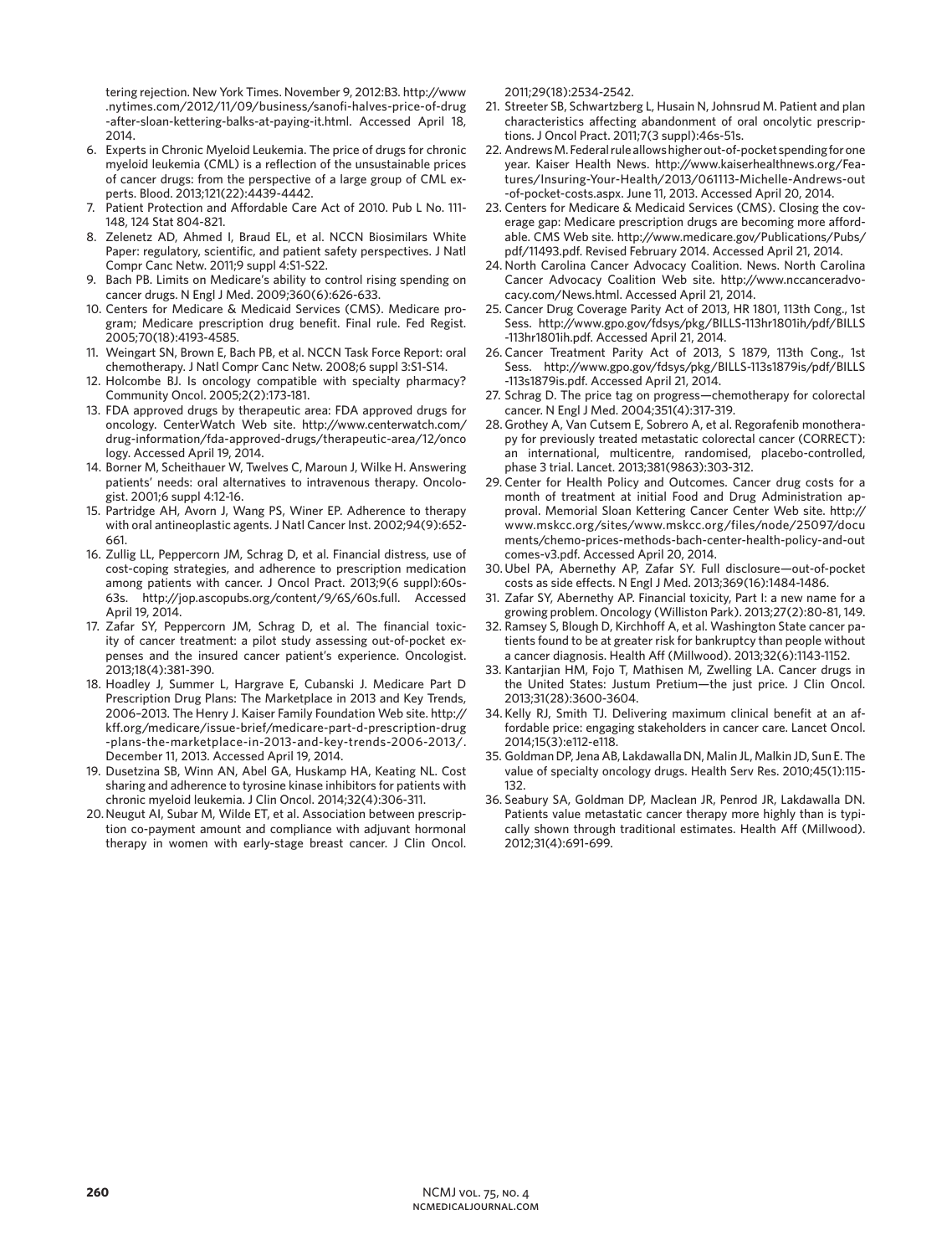tering rejection. New York Times. November 9, 2012:B3. http://www.nytimes.com/2012/11/09/business/sanofi-halves-price-of-drug-after-sloan-kettering-balks-at-paying-it.html. Accessed April 18, 2014.

6. Experts in Chronic Myeloid Leukemia. The price of drugs for chronic myeloid leukemia (CML) is a reflection of the unsustainable prices of cancer drugs: from the perspective of a large group of CML experts. Blood. 2013;121(22):4439-4442.
7. Patient Protection and Affordable Care Act of 2010. Pub L No. 111-148, 124 Stat 804-821.
8. Zelenetz AD, Ahmed I, Braud EL, et al. NCCN Biosimilars White Paper: regulatory, scientific, and patient safety perspectives. J Natl Compr Canc Netw. 2011;9 suppl 4:S1-S22.
9. Bach PB. Limits on Medicare's ability to control rising spending on cancer drugs. N Engl J Med. 2009;360(6):626-633.
10. Centers for Medicare & Medicaid Services (CMS). Medicare program; Medicare prescription drug benefit. Final rule. Fed Regist. 2005;70(18):4193-4585.
11. Weingart SN, Brown E, Bach PB, et al. NCCN Task Force Report: oral chemotherapy. J Natl Compr Canc Netw. 2008;6 suppl 3:S1-S14.
12. Holcombe BJ. Is oncology compatible with specialty pharmacy? Community Oncol. 2005;2(2):173-181.
13. FDA approved drugs by therapeutic area: FDA approved drugs for oncology. CenterWatch Web site. http://www.centerwatch.com/drug-information/fda-approved-drugs/therapeutic-area/12/oncology. Accessed April 19, 2014.
14. Borner M, Scheithauer W, Twelves C, Maroun J, Wilke H. Answering patients' needs: oral alternatives to intravenous therapy. Oncologist. 2001;6 suppl 4:12-16.
15. Partridge AH, Avorn J, Wang PS, Winer EP. Adherence to therapy with oral antineoplastic agents. J Natl Cancer Inst. 2002;94(9):652-661.
16. Zullig LL, Peppercorn JM, Schrag D, et al. Financial distress, use of cost-coping strategies, and adherence to prescription medication among patients with cancer. J Oncol Pract. 2013;9(6 suppl):60s-63s. http://jop.ascopubs.org/content/9/6S/60s.full. Accessed April 19, 2014.
17. Zafar SY, Peppercorn JM, Schrag D, et al. The financial toxicity of cancer treatment: a pilot study assessing out-of-pocket expenses and the insured cancer patient's experience. Oncologist. 2013;18(4):381-390.
18. Hoadley J, Summer L, Hargrave E, Cubanski J. Medicare Part D Prescription Drug Plans: The Marketplace in 2013 and Key Trends, 2006–2013. The Henry J. Kaiser Family Foundation Web site. http://kff.org/medicare/issue-brief/medicare-part-d-prescription-drug-plans-the-marketplace-in-2013-and-key-trends-2006-2013/. December 11, 2013. Accessed April 19, 2014.
19. Dusetzina SB, Winn AN, Abel GA, Huskamp HA, Keating NL. Cost sharing and adherence to tyrosine kinase inhibitors for patients with chronic myeloid leukemia. J Clin Oncol. 2014;32(4):306-311.
20. Neugut AI, Subar M, Wilde ET, et al. Association between prescription co-payment amount and compliance with adjuvant hormonal therapy in women with early-stage breast cancer. J Clin Oncol. 2011;29(18):2534-2542.
21. Streeter SB, Schwartzberg L, Husain N, Johnsrud M. Patient and plan characteristics affecting abandonment of oral oncolytic prescriptions. J Oncol Pract. 2011;7(3 suppl):46s-51s.
22. Andrews M. Federal rule allows higher out-of-pocket spending for one year. Kaiser Health News. http://www.kaiserhealthnews.org/Features/Insuring-Your-Health/2013/061113-Michelle-Andrews-out-of-pocket-costs.aspx. June 11, 2013. Accessed April 20, 2014.
23. Centers for Medicare & Medicaid Services (CMS). Closing the coverage gap: Medicare prescription drugs are becoming more affordable. CMS Web site. http://www.medicare.gov/Publications/Pubs/pdf/11493.pdf. Revised February 2014. Accessed April 21, 2014.
24. North Carolina Cancer Advocacy Coalition. News. North Carolina Cancer Advocacy Coalition Web site. http://www.nccanceradvocacy.com/News.html. Accessed April 21, 2014.
25. Cancer Drug Coverage Parity Act of 2013, HR 1801, 113th Cong., 1st Sess. http://www.gpo.gov/fdsys/pkg/BILLS-113hr1801ih/pdf/BILLS-113hr1801ih.pdf. Accessed April 21, 2014.
26. Cancer Treatment Parity Act of 2013, S 1879, 113th Cong., 1st Sess. http://www.gpo.gov/fdsys/pkg/BILLS-113s1879is/pdf/BILLS-113s1879is.pdf. Accessed April 21, 2014.
27. Schrag D. The price tag on progress—chemotherapy for colorectal cancer. N Engl J Med. 2004;351(4):317-319.
28. Grothey A, Van Cutsem E, Sobrero A, et al. Regorafenib monotherapy for previously treated metastatic colorectal cancer (CORRECT): an international, multicentre, randomised, placebo-controlled, phase 3 trial. Lancet. 2013;381(9863):303-312.
29. Center for Health Policy and Outcomes. Cancer drug costs for a month of treatment at initial Food and Drug Administration approval. Memorial Sloan Kettering Cancer Center Web site. http://www.mskcc.org/sites/www.mskcc.org/files/node/25097/documents/chemo-prices-methods-bach-center-health-policy-and-outcomes-v3.pdf. Accessed April 20, 2014.
30. Ubel PA, Abernethy AP, Zafar SY. Full disclosure—out-of-pocket costs as side effects. N Engl J Med. 2013;369(16):1484-1486.
31. Zafar SY, Abernethy AP. Financial toxicity, Part I: a new name for a growing problem. Oncology (Williston Park). 2013;27(2):80-81, 149.
32. Ramsey S, Blough D, Kirchhoff A, et al. Washington State cancer patients found to be at greater risk for bankruptcy than people without a cancer diagnosis. Health Aff (Millwood). 2013;32(6):1143-1152.
33. Kantarjian HM, Fojo T, Mathisen M, Zwelling LA. Cancer drugs in the United States: Justum Pretium—the just price. J Clin Oncol. 2013;31(28):3600-3604.
34. Kelly RJ, Smith TJ. Delivering maximum clinical benefit at an affordable price: engaging stakeholders in cancer care. Lancet Oncol. 2014;15(3):e112-e118.
35. Goldman DP, Jena AB, Lakdawalla DN, Malin JL, Malkin JD, Sun E. The value of specialty oncology drugs. Health Serv Res. 2010;45(1):115-132.
36. Seabury SA, Goldman DP, Maclean JR, Penrod JR, Lakdawalla DN. Patients value metastatic cancer therapy more highly than is typically shown through traditional estimates. Health Aff (Millwood). 2012;31(4):691-699.